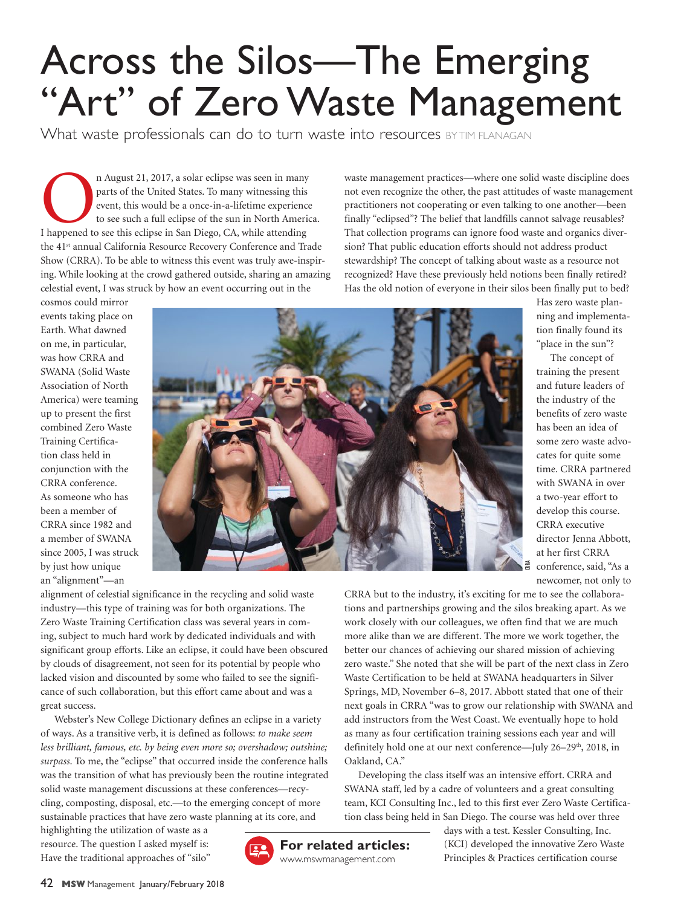# Across the Silos—The Emerging "Art" of Zero Waste Management

What waste professionals can do to turn waste into resources BY TIM FLANAGAN

On August 21, 2017, a solar eclipse was seen in many parts of the United States. To many witnessing this event, this would be a once-in-a-lifetime experience to see such a full eclipse of the sun in North America. I happened to see this eclipse in San Diego, CA, while attending the 41st annual California Resource Recovery Conference and Trade Show (CRRA). To be able to witness this event was truly awe-inspiring. While looking at the crowd gathered outside, sharing an amazing celestial event, I was struck by how an event occurring out in the cosmos could mirror events taking place on Earth. What dawned on me, in particular, was how CRRA and SWANA (Solid Waste Association of North America) were teaming up to present the first combined Zero Waste Training Certification class held in conjunction with the CRRA conference. As someone who has been a member of CRRA since 1982 and a member of SWANA since 2005, I was struck by just how unique an "alignment"—an alignment of celestial significance in the recycling and solid waste industry—this type of training was for both organizations. The Zero Waste Training Certification class was several years in coming, subject to much hard work by dedicated individuals and with significant group efforts. Like an eclipse, it could have been obscured by clouds of disagreement, not seen for its potential by people who lacked vision and discounted by some who failed to see the significance of such collaboration, but this effort came about and was a great success.

Webster's New College Dictionary defines an eclipse in a variety of ways. As a transitive verb, it is defined as follows: *to make seem less brilliant, famous, etc. by being even more so; overshadow; outshine; surpass*. To me, the "eclipse" that occurred inside the conference halls was the transition of what has previously been the routine integrated solid waste management discussions at these conferences—recycling, composting, disposal, etc.—to the emerging concept of more sustainable practices that have zero waste planning at its core, and highlighting the utilization of waste as a resource. The question I asked myself is: Have the traditional approaches of "silo" waste management practices—where one solid waste discipline does not even recognize the other, the past attitudes of waste management practitioners not cooperating or even talking to one another—been finally "eclipsed"? The belief that landfills cannot salvage reusables? That collection programs can ignore food waste and organics diversion? That public education efforts should not address product stewardship? The concept of talking about waste as a resource not recognized? Have these previously held notions been finally retired? Has the old notion of everyone in their silos been finally put to bed? Has zero waste planning and implementation finally found its "place in the sun"?

The concept of training the present and future leaders of the industry of the benefits of zero waste has been an idea of some zero waste advocates for quite some time. CRRA partnered with SWANA in over a two-year effort to develop this course. CRRA executive director Jenna Abbott, at her first CRRA conference, said, "As a newcomer, not only to CRRA but to the industry, it's exciting for me to see the collaborations and partnerships growing and the silos breaking apart. As we work closely with our colleagues, we often find that we are much more alike than we are different. The more we work together, the better our chances of achieving our shared mission of achieving zero waste." She noted that she will be part of the next class in Zero Waste Certification to be held at SWANA headquarters in Silver Springs, MD, November 6–8, 2017. Abbott stated that one of their next goals in CRRA "was to grow our relationship with SWANA and add instructors from the West Coast. We eventually hope to hold as many as four certification training sessions each year and will definitely hold one at our next conference—July 26–29th, 2018, in Oakland, CA."

Developing the class itself was an intensive effort. CRRA and SWANA staff, led by a cadre of volunteers and a great consulting team, KCI Consulting Inc., led to this first ever Zero Waste Certification class being held in San Diego. The course was held over three days with a test. Kessler Consulting, Inc. (KCI) developed the innovative Zero Waste Principles & Practices certification course

**For related articles:** www.mswmanagement.com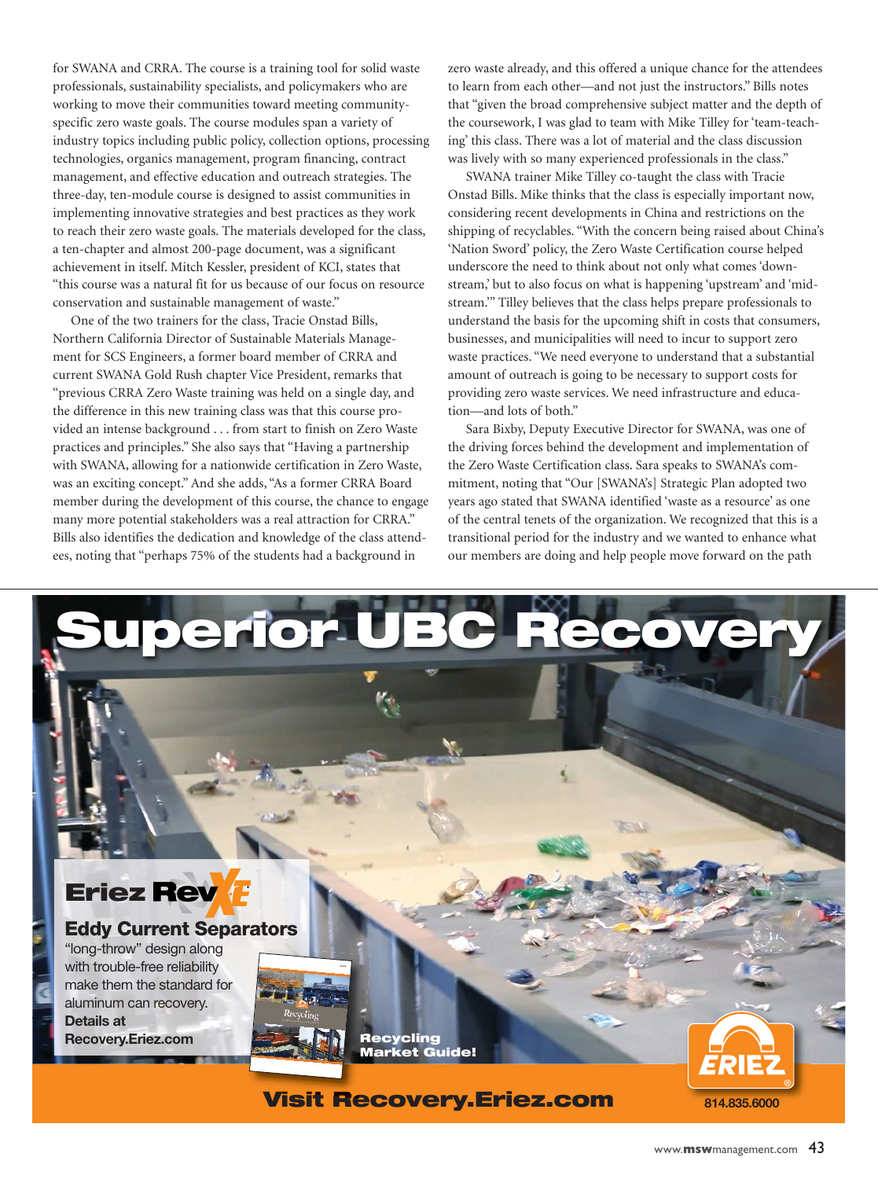for SWANA and CRRA. The course is a training tool for solid waste professionals, sustainability specialists, and policymakers who are working to move their communities toward meeting community-specific zero waste goals. The course modules span a variety of industry topics including public policy, collection options, processing technologies, organics management, program financing, contract management, and effective education and outreach strategies. The three-day, ten-module course is designed to assist communities in implementing innovative strategies and best practices as they work to reach their zero waste goals. The materials developed for the class, a ten-chapter and almost 200-page document, was a significant achievement in itself. Mitch Kessler, president of KCI, states that "this course was a natural fit for us because of our focus on resource conservation and sustainable management of waste."

One of the two trainers for the class, Tracie Onstad Bills, Northern California Director of Sustainable Materials Management for SCS Engineers, a former board member of CRRA and current SWANA Gold Rush chapter Vice President, remarks that "previous CRRA Zero Waste training was held on a single day, and the difference in this new training class was that this course provided an intense background . . . from start to finish on Zero Waste practices and principles." She also says that "Having a partnership with SWANA, allowing for a nationwide certification in Zero Waste, was an exciting concept." And she adds, "As a former CRRA Board member during the development of this course, the chance to engage many more potential stakeholders was a real attraction for CRRA." Bills also identifies the dedication and knowledge of the class attendees, noting that "perhaps 75% of the students had a background in zero waste already, and this offered a unique chance for the attendees to learn from each other—and not just the instructors." Bills notes that "given the broad comprehensive subject matter and the depth of the coursework, I was glad to team with Mike Tilley for 'team-teaching' this class. There was a lot of material and the class discussion was lively with so many experienced professionals in the class."

SWANA trainer Mike Tilley co-taught the class with Tracie Onstad Bills. Mike thinks that the class is especially important now, considering recent developments in China and restrictions on the shipping of recyclables. "With the concern being raised about China's 'Nation Sword' policy, the Zero Waste Certification course helped underscore the need to think about not only what comes 'downstream,' but to also focus on what is happening 'upstream' and 'midstream.'" Tilley believes that the class helps prepare professionals to understand the basis for the upcoming shift in costs that consumers, businesses, and municipalities will need to incur to support zero waste practices. "We need everyone to understand that a substantial amount of outreach is going to be necessary to support costs for providing zero waste services. We need infrastructure and education—and lots of both."

Sara Bixby, Deputy Executive Director for SWANA, was one of the driving forces behind the development and implementation of the Zero Waste Certification class. Sara speaks to SWANA's commitment, noting that "Our [SWANA's] Strategic Plan adopted two years ago stated that SWANA identified 'waste as a resource' as one of the central tenets of the organization. We recognized that this is a transitional period for the industry and we wanted to enhance what our members are doing and help people move forward on the path

# Superior UBC Recovery

**Eriez RevX**

**Eddy Current Separators**

"long-throw" design along with trouble-free reliability make them the standard for aluminum can recovery.

**Details at Recovery.Eriez.com**

**Recycling Market Guide!**

**Visit Recovery.Eriez.com**

ERIEZ

814.835.6000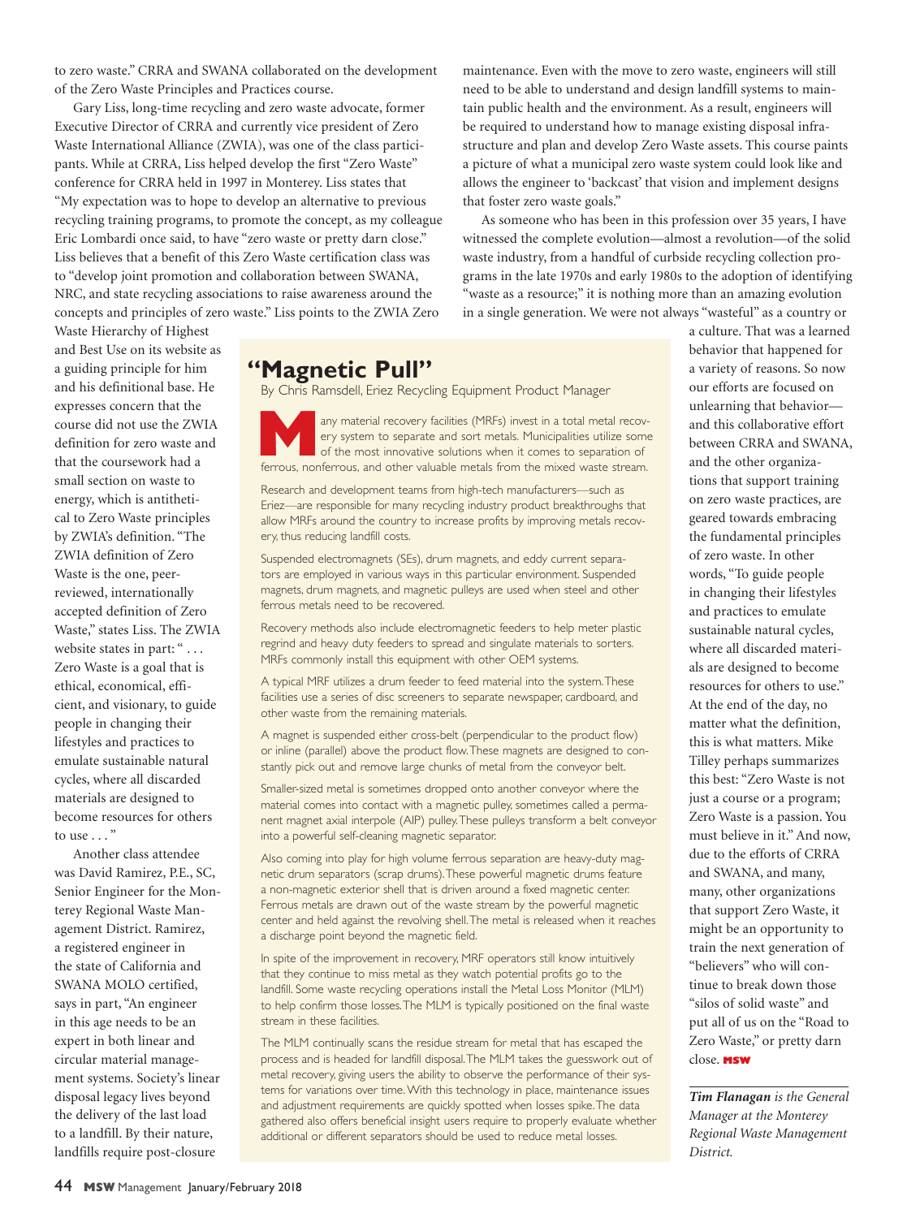to zero waste." CRRA and SWANA collaborated on the development of the Zero Waste Principles and Practices course.

Gary Liss, long-time recycling and zero waste advocate, former Executive Director of CRRA and currently vice president of Zero Waste International Alliance (ZWIA), was one of the class participants. While at CRRA, Liss helped develop the first "Zero Waste" conference for CRRA held in 1997 in Monterey. Liss states that "My expectation was to hope to develop an alternative to previous recycling training programs, to promote the concept, as my colleague Eric Lombardi once said, to have "zero waste or pretty darn close." Liss believes that a benefit of this Zero Waste certification class was to "develop joint promotion and collaboration between SWANA, NRC, and state recycling associations to raise awareness around the concepts and principles of zero waste." Liss points to the ZWIA Zero Waste Hierarchy of Highest and Best Use on its website as a guiding principle for him and his definitional base. He expresses concern that the course did not use the ZWIA definition for zero waste and that the coursework had a small section on waste to energy, which is antithetical to Zero Waste principles by ZWIA's definition. "The ZWIA definition of Zero Waste is the one, peer-reviewed, internationally accepted definition of Zero Waste," states Liss. The ZWIA website states in part: " . . . Zero Waste is a goal that is ethical, economical, efficient, and visionary, to guide people in changing their lifestyles and practices to emulate sustainable natural cycles, where all discarded materials are designed to become resources for others to use . . . "

Another class attendee was David Ramirez, P.E., SC, Senior Engineer for the Monterey Regional Waste Management District. Ramirez, a registered engineer in the state of California and SWANA MOLO certified, says in part, "An engineer in this age needs to be an expert in both linear and circular material management systems. Society's linear disposal legacy lives beyond the delivery of the last load to a landfill. By their nature, landfills require post-closure maintenance. Even with the move to zero waste, engineers will still need to be able to understand and design landfill systems to maintain public health and the environment. As a result, engineers will be required to understand how to manage existing disposal infrastructure and plan and develop Zero Waste assets. This course paints a picture of what a municipal zero waste system could look like and allows the engineer to 'backcast' that vision and implement designs that foster zero waste goals."

As someone who has been in this profession over 35 years, I have witnessed the complete evolution—almost a revolution—of the solid waste industry, from a handful of curbside recycling collection programs in the late 1970s and early 1980s to the adoption of identifying "waste as a resource;" it is nothing more than an amazing evolution in a single generation. We were not always "wasteful" as a country or a culture. That was a learned behavior that happened for a variety of reasons. So now our efforts are focused on unlearning that behavior—and this collaborative effort between CRRA and SWANA, and the other organizations that support training on zero waste practices, are geared towards embracing the fundamental principles of zero waste. In other words, "To guide people in changing their lifestyles and practices to emulate sustainable natural cycles, where all discarded materials are designed to become resources for others to use." At the end of the day, no matter what the definition, this is what matters. Mike Tilley perhaps summarizes this best: "Zero Waste is not just a course or a program; Zero Waste is a passion. You must believe in it." And now, due to the efforts of CRRA and SWANA, and many, many other organizations that support Zero Waste, it might be an opportunity to train the next generation of "believers" who will continue to break down those "silos of solid waste" and put all of us on the "Road to Zero Waste," or pretty darn close. **MSW**

*Tim Flanagan is the General Manager at the Monterey Regional Waste Management District.*

## "Magnetic Pull"

By Chris Ramsdell, Eriez Recycling Equipment Product Manager

Many material recovery facilities (MRFs) invest in a total metal recovery system to separate and sort metals. Municipalities utilize some of the most innovative solutions when it comes to separation of ferrous, nonferrous, and other valuable metals from the mixed waste stream.

Research and development teams from high-tech manufacturers—such as Eriez—are responsible for many recycling industry product breakthroughs that allow MRFs around the country to increase profits by improving metals recovery, thus reducing landfill costs.

Suspended electromagnets (SEs), drum magnets, and eddy current separators are employed in various ways in this particular environment. Suspended magnets, drum magnets, and magnetic pulleys are used when steel and other ferrous metals need to be recovered.

Recovery methods also include electromagnetic feeders to help meter plastic regrind and heavy duty feeders to spread and singulate materials to sorters. MRFs commonly install this equipment with other OEM systems.

A typical MRF utilizes a drum feeder to feed material into the system. These facilities use a series of disc screeners to separate newspaper, cardboard, and other waste from the remaining materials.

A magnet is suspended either cross-belt (perpendicular to the product flow) or inline (parallel) above the product flow. These magnets are designed to constantly pick out and remove large chunks of metal from the conveyor belt.

Smaller-sized metal is sometimes dropped onto another conveyor where the material comes into contact with a magnetic pulley, sometimes called a permanent magnet axial interpole (AIP) pulley. These pulleys transform a belt conveyor into a powerful self-cleaning magnetic separator.

Also coming into play for high volume ferrous separation are heavy-duty magnetic drum separators (scrap drums). These powerful magnetic drums feature a non-magnetic exterior shell that is driven around a fixed magnetic center. Ferrous metals are drawn out of the waste stream by the powerful magnetic center and held against the revolving shell. The metal is released when it reaches a discharge point beyond the magnetic field.

In spite of the improvement in recovery, MRF operators still know intuitively that they continue to miss metal as they watch potential profits go to the landfill. Some waste recycling operations install the Metal Loss Monitor (MLM) to help confirm those losses. The MLM is typically positioned on the final waste stream in these facilities.

The MLM continually scans the residue stream for metal that has escaped the process and is headed for landfill disposal. The MLM takes the guesswork out of metal recovery, giving users the ability to observe the performance of their systems for variations over time. With this technology in place, maintenance issues and adjustment requirements are quickly spotted when losses spike. The data gathered also offers beneficial insight users require to properly evaluate whether additional or different separators should be used to reduce metal losses.